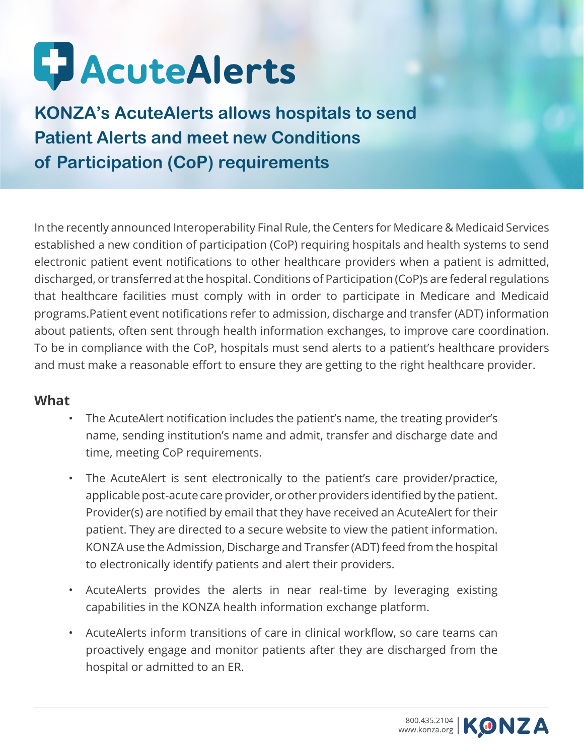# AcuteAlerts

## KONZA's AcuteAlerts allows hospitals to send Patient Alerts and meet new Conditions of Participation (CoP) requirements

In the recently announced Interoperability Final Rule, the Centers for Medicare & Medicaid Services established a new condition of participation (CoP) requiring hospitals and health systems to send electronic patient event notifications to other healthcare providers when a patient is admitted, discharged, or transferred at the hospital. Conditions of Participation (CoP)s are federal regulations that healthcare facilities must comply with in order to participate in Medicare and Medicaid programs.Patient event notifications refer to admission, discharge and transfer (ADT) information about patients, often sent through health information exchanges, to improve care coordination. To be in compliance with the CoP, hospitals must send alerts to a patient's healthcare providers and must make a reasonable effort to ensure they are getting to the right healthcare provider.

### What

- The AcuteAlert notification includes the patient's name, the treating provider's name, sending institution's name and admit, transfer and discharge date and time, meeting CoP requirements.
- The AcuteAlert is sent electronically to the patient's care provider/practice, applicable post-acute care provider, or other providers identified by the patient. Provider(s) are notified by email that they have received an AcuteAlert for their patient. They are directed to a secure website to view the patient information. KONZA use the Admission, Discharge and Transfer (ADT) feed from the hospital to electronically identify patients and alert their providers.
- AcuteAlerts provides the alerts in near real-time by leveraging existing capabilities in the KONZA health information exchange platform.
- AcuteAlerts inform transitions of care in clinical workflow, so care teams can proactively engage and monitor patients after they are discharged from the hospital or admitted to an ER.

800.435.2104
www.konza.org
KONZA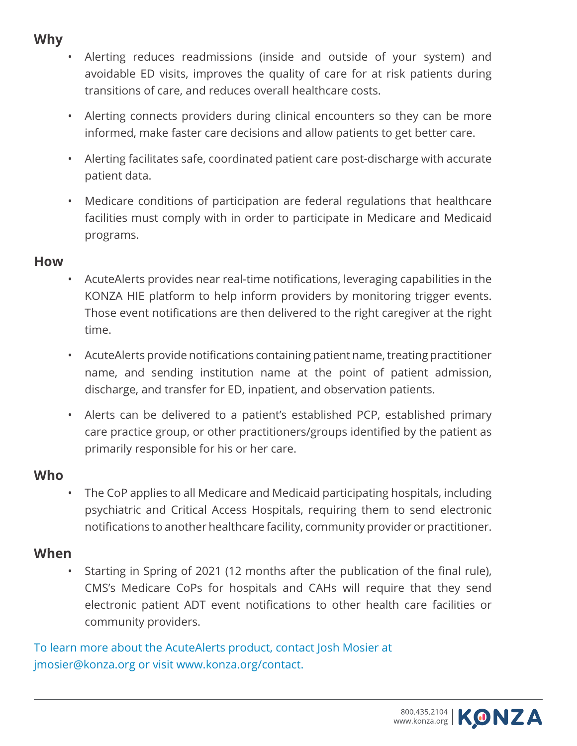## Why

- Alerting reduces readmissions (inside and outside of your system) and avoidable ED visits, improves the quality of care for at risk patients during transitions of care, and reduces overall healthcare costs.
- Alerting connects providers during clinical encounters so they can be more informed, make faster care decisions and allow patients to get better care.
- Alerting facilitates safe, coordinated patient care post-discharge with accurate patient data.
- Medicare conditions of participation are federal regulations that healthcare facilities must comply with in order to participate in Medicare and Medicaid programs.

## How

- AcuteAlerts provides near real-time notifications, leveraging capabilities in the KONZA HIE platform to help inform providers by monitoring trigger events. Those event notifications are then delivered to the right caregiver at the right time.
- AcuteAlerts provide notifications containing patient name, treating practitioner name, and sending institution name at the point of patient admission, discharge, and transfer for ED, inpatient, and observation patients.
- Alerts can be delivered to a patient's established PCP, established primary care practice group, or other practitioners/groups identified by the patient as primarily responsible for his or her care.

## Who

- The CoP applies to all Medicare and Medicaid participating hospitals, including psychiatric and Critical Access Hospitals, requiring them to send electronic notifications to another healthcare facility, community provider or practitioner.

## When

- Starting in Spring of 2021 (12 months after the publication of the final rule), CMS's Medicare CoPs for hospitals and CAHs will require that they send electronic patient ADT event notifications to other health care facilities or community providers.

To learn more about the AcuteAlerts product, contact Josh Mosier at jmosier@konza.org or visit www.konza.org/contact.

800.435.2104
www.konza.org | KONZA